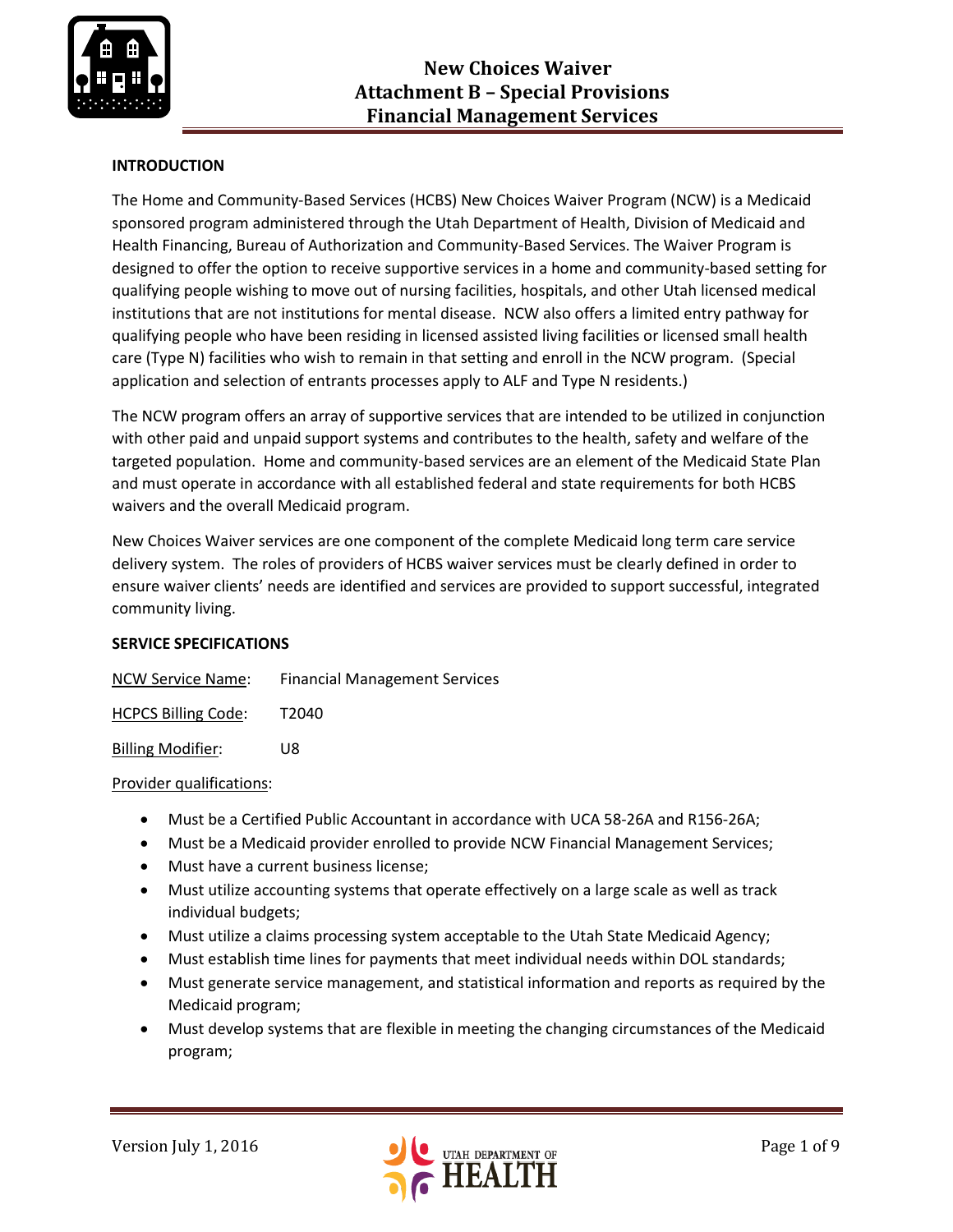# New Choices Waiver
# Attachment B – Special Provisions
# Financial Management Services

**INTRODUCTION**

The Home and Community-Based Services (HCBS) New Choices Waiver Program (NCW) is a Medicaid sponsored program administered through the Utah Department of Health, Division of Medicaid and Health Financing, Bureau of Authorization and Community-Based Services. The Waiver Program is designed to offer the option to receive supportive services in a home and community-based setting for qualifying people wishing to move out of nursing facilities, hospitals, and other Utah licensed medical institutions that are not institutions for mental disease. NCW also offers a limited entry pathway for qualifying people who have been residing in licensed assisted living facilities or licensed small health care (Type N) facilities who wish to remain in that setting and enroll in the NCW program. (Special application and selection of entrants processes apply to ALF and Type N residents.)

The NCW program offers an array of supportive services that are intended to be utilized in conjunction with other paid and unpaid support systems and contributes to the health, safety and welfare of the targeted population. Home and community-based services are an element of the Medicaid State Plan and must operate in accordance with all established federal and state requirements for both HCBS waivers and the overall Medicaid program.

New Choices Waiver services are one component of the complete Medicaid long term care service delivery system. The roles of providers of HCBS waiver services must be clearly defined in order to ensure waiver clients' needs are identified and services are provided to support successful, integrated community living.

**SERVICE SPECIFICATIONS**

NCW Service Name: Financial Management Services

HCPCS Billing Code: T2040

Billing Modifier: U8

Provider qualifications:

- Must be a Certified Public Accountant in accordance with UCA 58-26A and R156-26A;
- Must be a Medicaid provider enrolled to provide NCW Financial Management Services;
- Must have a current business license;
- Must utilize accounting systems that operate effectively on a large scale as well as track individual budgets;
- Must utilize a claims processing system acceptable to the Utah State Medicaid Agency;
- Must establish time lines for payments that meet individual needs within DOL standards;
- Must generate service management, and statistical information and reports as required by the Medicaid program;
- Must develop systems that are flexible in meeting the changing circumstances of the Medicaid program;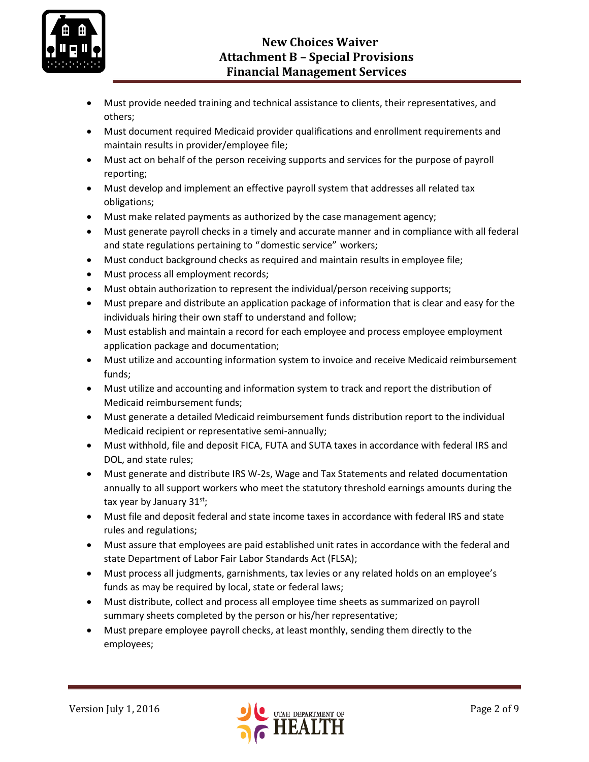- Must provide needed training and technical assistance to clients, their representatives, and others;
- Must document required Medicaid provider qualifications and enrollment requirements and maintain results in provider/employee file;
- Must act on behalf of the person receiving supports and services for the purpose of payroll reporting;
- Must develop and implement an effective payroll system that addresses all related tax obligations;
- Must make related payments as authorized by the case management agency;
- Must generate payroll checks in a timely and accurate manner and in compliance with all federal and state regulations pertaining to "domestic service" workers;
- Must conduct background checks as required and maintain results in employee file;
- Must process all employment records;
- Must obtain authorization to represent the individual/person receiving supports;
- Must prepare and distribute an application package of information that is clear and easy for the individuals hiring their own staff to understand and follow;
- Must establish and maintain a record for each employee and process employee employment application package and documentation;
- Must utilize and accounting information system to invoice and receive Medicaid reimbursement funds;
- Must utilize and accounting and information system to track and report the distribution of Medicaid reimbursement funds;
- Must generate a detailed Medicaid reimbursement funds distribution report to the individual Medicaid recipient or representative semi-annually;
- Must withhold, file and deposit FICA, FUTA and SUTA taxes in accordance with federal IRS and DOL, and state rules;
- Must generate and distribute IRS W-2s, Wage and Tax Statements and related documentation annually to all support workers who meet the statutory threshold earnings amounts during the tax year by January 31st;
- Must file and deposit federal and state income taxes in accordance with federal IRS and state rules and regulations;
- Must assure that employees are paid established unit rates in accordance with the federal and state Department of Labor Fair Labor Standards Act (FLSA);
- Must process all judgments, garnishments, tax levies or any related holds on an employee's funds as may be required by local, state or federal laws;
- Must distribute, collect and process all employee time sheets as summarized on payroll summary sheets completed by the person or his/her representative;
- Must prepare employee payroll checks, at least monthly, sending them directly to the employees;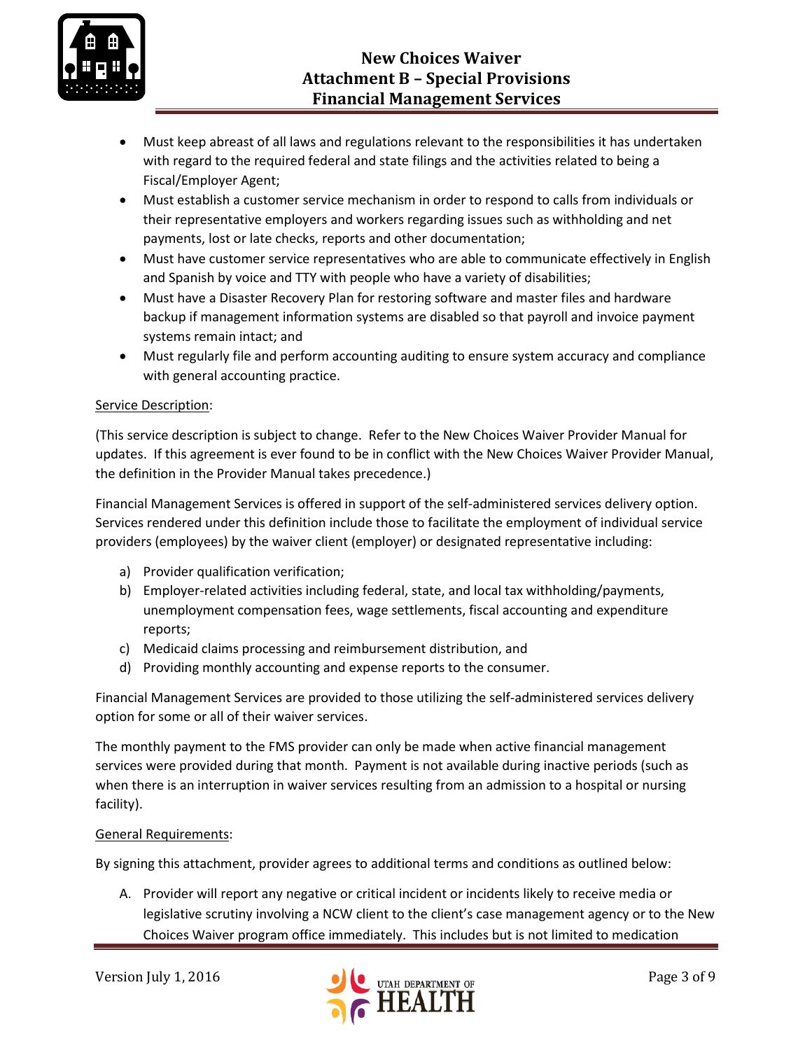- Must keep abreast of all laws and regulations relevant to the responsibilities it has undertaken with regard to the required federal and state filings and the activities related to being a Fiscal/Employer Agent;
- Must establish a customer service mechanism in order to respond to calls from individuals or their representative employers and workers regarding issues such as withholding and net payments, lost or late checks, reports and other documentation;
- Must have customer service representatives who are able to communicate effectively in English and Spanish by voice and TTY with people who have a variety of disabilities;
- Must have a Disaster Recovery Plan for restoring software and master files and hardware backup if management information systems are disabled so that payroll and invoice payment systems remain intact; and
- Must regularly file and perform accounting auditing to ensure system accuracy and compliance with general accounting practice.

<u>Service Description</u>:

(This service description is subject to change. Refer to the New Choices Waiver Provider Manual for updates. If this agreement is ever found to be in conflict with the New Choices Waiver Provider Manual, the definition in the Provider Manual takes precedence.)

Financial Management Services is offered in support of the self-administered services delivery option. Services rendered under this definition include those to facilitate the employment of individual service providers (employees) by the waiver client (employer) or designated representative including:

a) Provider qualification verification;
b) Employer-related activities including federal, state, and local tax withholding/payments, unemployment compensation fees, wage settlements, fiscal accounting and expenditure reports;
c) Medicaid claims processing and reimbursement distribution, and
d) Providing monthly accounting and expense reports to the consumer.

Financial Management Services are provided to those utilizing the self-administered services delivery option for some or all of their waiver services.

The monthly payment to the FMS provider can only be made when active financial management services were provided during that month. Payment is not available during inactive periods (such as when there is an interruption in waiver services resulting from an admission to a hospital or nursing facility).

<u>General Requirements</u>:

By signing this attachment, provider agrees to additional terms and conditions as outlined below:

A. Provider will report any negative or critical incident or incidents likely to receive media or legislative scrutiny involving a NCW client to the client's case management agency or to the New Choices Waiver program office immediately. This includes but is not limited to medication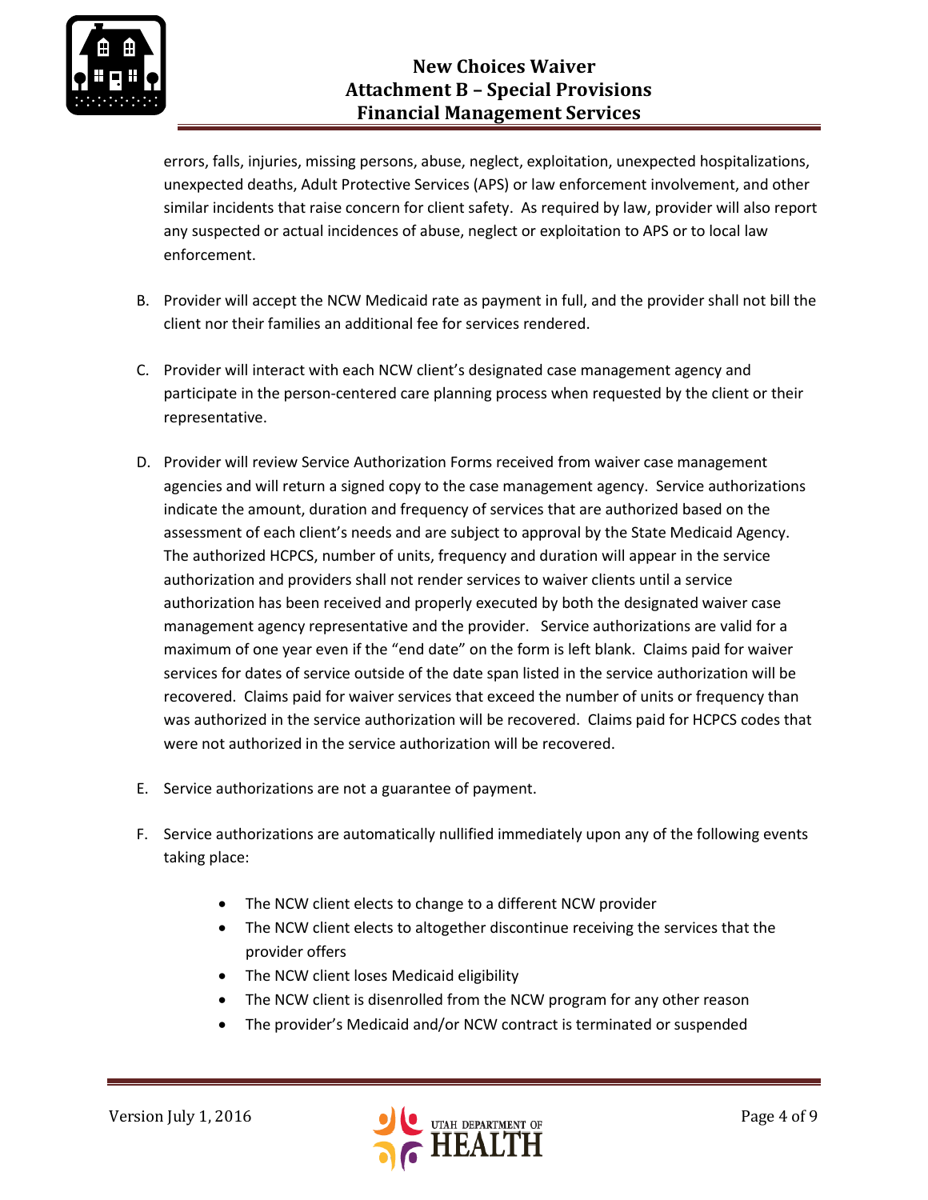errors, falls, injuries, missing persons, abuse, neglect, exploitation, unexpected hospitalizations, unexpected deaths, Adult Protective Services (APS) or law enforcement involvement, and other similar incidents that raise concern for client safety. As required by law, provider will also report any suspected or actual incidences of abuse, neglect or exploitation to APS or to local law enforcement.

B. Provider will accept the NCW Medicaid rate as payment in full, and the provider shall not bill the client nor their families an additional fee for services rendered.

C. Provider will interact with each NCW client's designated case management agency and participate in the person-centered care planning process when requested by the client or their representative.

D. Provider will review Service Authorization Forms received from waiver case management agencies and will return a signed copy to the case management agency. Service authorizations indicate the amount, duration and frequency of services that are authorized based on the assessment of each client's needs and are subject to approval by the State Medicaid Agency. The authorized HCPCS, number of units, frequency and duration will appear in the service authorization and providers shall not render services to waiver clients until a service authorization has been received and properly executed by both the designated waiver case management agency representative and the provider. Service authorizations are valid for a maximum of one year even if the "end date" on the form is left blank. Claims paid for waiver services for dates of service outside of the date span listed in the service authorization will be recovered. Claims paid for waiver services that exceed the number of units or frequency than was authorized in the service authorization will be recovered. Claims paid for HCPCS codes that were not authorized in the service authorization will be recovered.

E. Service authorizations are not a guarantee of payment.

F. Service authorizations are automatically nullified immediately upon any of the following events taking place:

- The NCW client elects to change to a different NCW provider
- The NCW client elects to altogether discontinue receiving the services that the provider offers
- The NCW client loses Medicaid eligibility
- The NCW client is disenrolled from the NCW program for any other reason
- The provider's Medicaid and/or NCW contract is terminated or suspended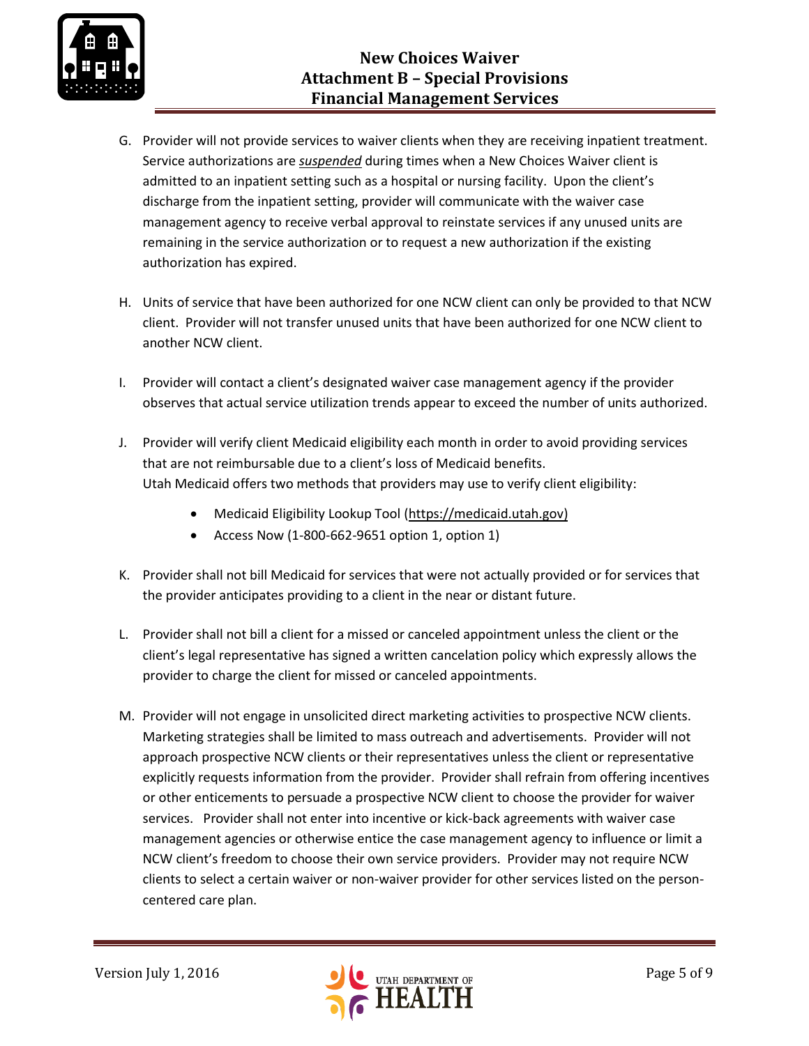G. Provider will not provide services to waiver clients when they are receiving inpatient treatment. Service authorizations are ***suspended*** during times when a New Choices Waiver client is admitted to an inpatient setting such as a hospital or nursing facility. Upon the client's discharge from the inpatient setting, provider will communicate with the waiver case management agency to receive verbal approval to reinstate services if any unused units are remaining in the service authorization or to request a new authorization if the existing authorization has expired.

H. Units of service that have been authorized for one NCW client can only be provided to that NCW client. Provider will not transfer unused units that have been authorized for one NCW client to another NCW client.

I. Provider will contact a client's designated waiver case management agency if the provider observes that actual service utilization trends appear to exceed the number of units authorized.

J. Provider will verify client Medicaid eligibility each month in order to avoid providing services that are not reimbursable due to a client's loss of Medicaid benefits.
Utah Medicaid offers two methods that providers may use to verify client eligibility:

- Medicaid Eligibility Lookup Tool (https://medicaid.utah.gov)
- Access Now (1-800-662-9651 option 1, option 1)

K. Provider shall not bill Medicaid for services that were not actually provided or for services that the provider anticipates providing to a client in the near or distant future.

L. Provider shall not bill a client for a missed or canceled appointment unless the client or the client's legal representative has signed a written cancelation policy which expressly allows the provider to charge the client for missed or canceled appointments.

M. Provider will not engage in unsolicited direct marketing activities to prospective NCW clients. Marketing strategies shall be limited to mass outreach and advertisements. Provider will not approach prospective NCW clients or their representatives unless the client or representative explicitly requests information from the provider. Provider shall refrain from offering incentives or other enticements to persuade a prospective NCW client to choose the provider for waiver services. Provider shall not enter into incentive or kick-back agreements with waiver case management agencies or otherwise entice the case management agency to influence or limit a NCW client's freedom to choose their own service providers. Provider may not require NCW clients to select a certain waiver or non-waiver provider for other services listed on the person-centered care plan.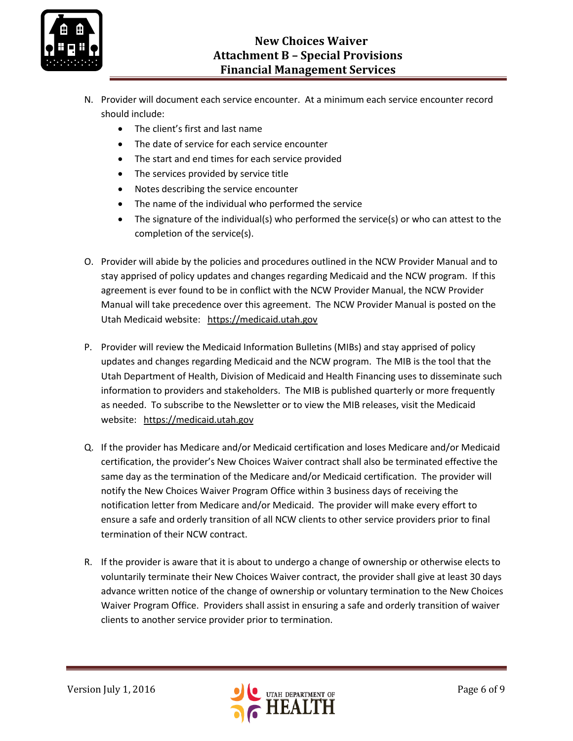N. Provider will document each service encounter. At a minimum each service encounter record should include:
   - The client's first and last name
   - The date of service for each service encounter
   - The start and end times for each service provided
   - The services provided by service title
   - Notes describing the service encounter
   - The name of the individual who performed the service
   - The signature of the individual(s) who performed the service(s) or who can attest to the completion of the service(s).

O. Provider will abide by the policies and procedures outlined in the NCW Provider Manual and to stay apprised of policy updates and changes regarding Medicaid and the NCW program. If this agreement is ever found to be in conflict with the NCW Provider Manual, the NCW Provider Manual will take precedence over this agreement. The NCW Provider Manual is posted on the Utah Medicaid website: https://medicaid.utah.gov

P. Provider will review the Medicaid Information Bulletins (MIBs) and stay apprised of policy updates and changes regarding Medicaid and the NCW program. The MIB is the tool that the Utah Department of Health, Division of Medicaid and Health Financing uses to disseminate such information to providers and stakeholders. The MIB is published quarterly or more frequently as needed. To subscribe to the Newsletter or to view the MIB releases, visit the Medicaid website: https://medicaid.utah.gov

Q. If the provider has Medicare and/or Medicaid certification and loses Medicare and/or Medicaid certification, the provider's New Choices Waiver contract shall also be terminated effective the same day as the termination of the Medicare and/or Medicaid certification. The provider will notify the New Choices Waiver Program Office within 3 business days of receiving the notification letter from Medicare and/or Medicaid. The provider will make every effort to ensure a safe and orderly transition of all NCW clients to other service providers prior to final termination of their NCW contract.

R. If the provider is aware that it is about to undergo a change of ownership or otherwise elects to voluntarily terminate their New Choices Waiver contract, the provider shall give at least 30 days advance written notice of the change of ownership or voluntary termination to the New Choices Waiver Program Office. Providers shall assist in ensuring a safe and orderly transition of waiver clients to another service provider prior to termination.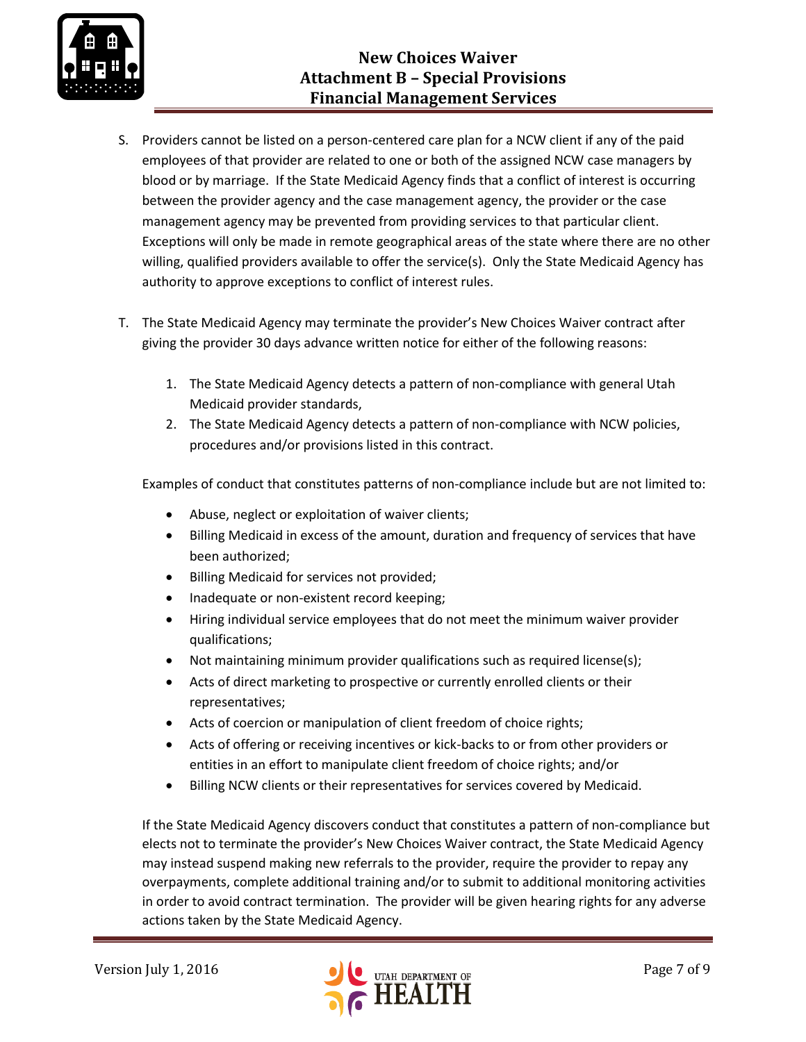S. Providers cannot be listed on a person-centered care plan for a NCW client if any of the paid employees of that provider are related to one or both of the assigned NCW case managers by blood or by marriage. If the State Medicaid Agency finds that a conflict of interest is occurring between the provider agency and the case management agency, the provider or the case management agency may be prevented from providing services to that particular client. Exceptions will only be made in remote geographical areas of the state where there are no other willing, qualified providers available to offer the service(s). Only the State Medicaid Agency has authority to approve exceptions to conflict of interest rules.

T. The State Medicaid Agency may terminate the provider's New Choices Waiver contract after giving the provider 30 days advance written notice for either of the following reasons:

   1. The State Medicaid Agency detects a pattern of non-compliance with general Utah Medicaid provider standards,
   2. The State Medicaid Agency detects a pattern of non-compliance with NCW policies, procedures and/or provisions listed in this contract.

   Examples of conduct that constitutes patterns of non-compliance include but are not limited to:

   - Abuse, neglect or exploitation of waiver clients;
   - Billing Medicaid in excess of the amount, duration and frequency of services that have been authorized;
   - Billing Medicaid for services not provided;
   - Inadequate or non-existent record keeping;
   - Hiring individual service employees that do not meet the minimum waiver provider qualifications;
   - Not maintaining minimum provider qualifications such as required license(s);
   - Acts of direct marketing to prospective or currently enrolled clients or their representatives;
   - Acts of coercion or manipulation of client freedom of choice rights;
   - Acts of offering or receiving incentives or kick-backs to or from other providers or entities in an effort to manipulate client freedom of choice rights; and/or
   - Billing NCW clients or their representatives for services covered by Medicaid.

   If the State Medicaid Agency discovers conduct that constitutes a pattern of non-compliance but elects not to terminate the provider's New Choices Waiver contract, the State Medicaid Agency may instead suspend making new referrals to the provider, require the provider to repay any overpayments, complete additional training and/or to submit to additional monitoring activities in order to avoid contract termination. The provider will be given hearing rights for any adverse actions taken by the State Medicaid Agency.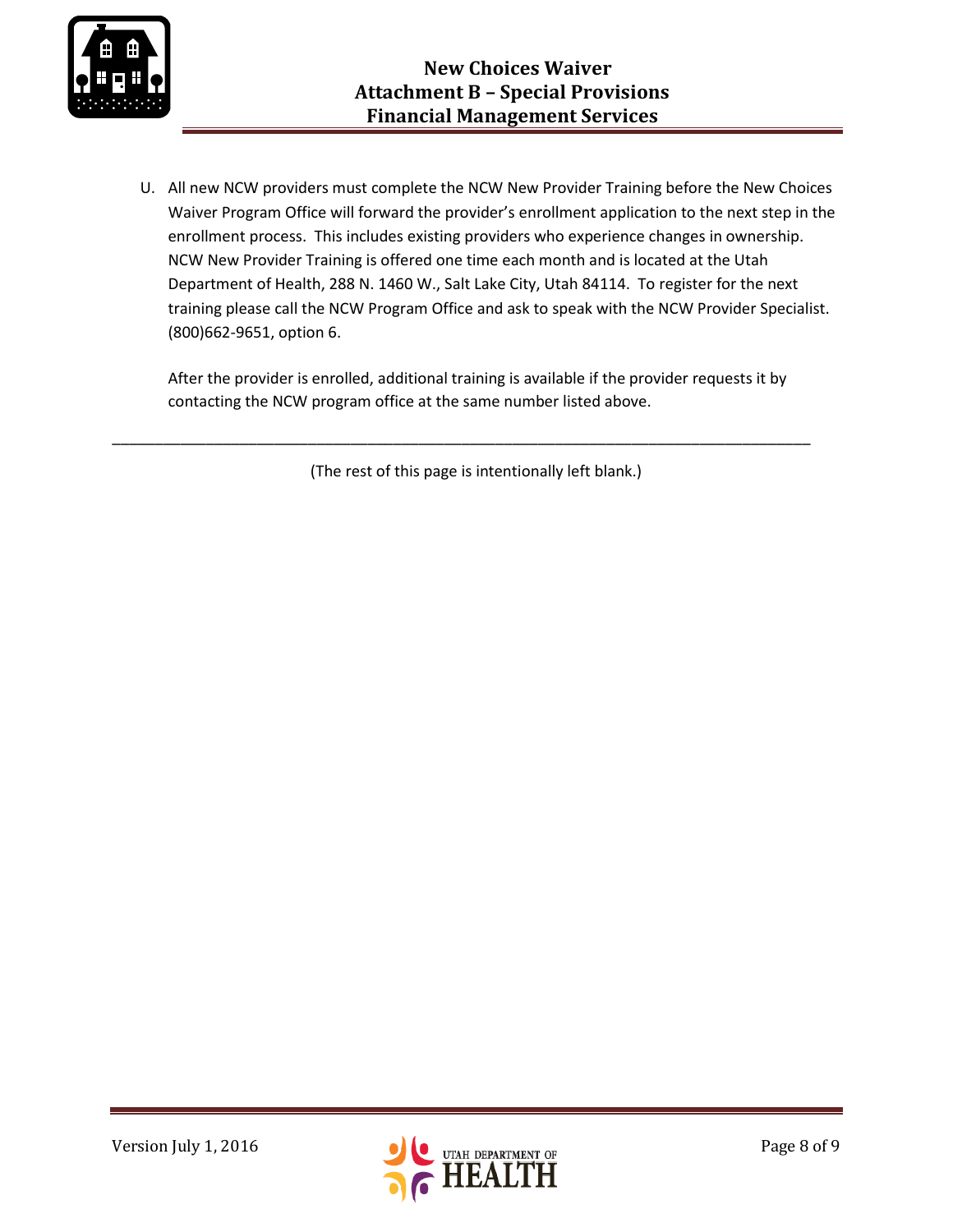U. All new NCW providers must complete the NCW New Provider Training before the New Choices Waiver Program Office will forward the provider's enrollment application to the next step in the enrollment process. This includes existing providers who experience changes in ownership. NCW New Provider Training is offered one time each month and is located at the Utah Department of Health, 288 N. 1460 W., Salt Lake City, Utah 84114. To register for the next training please call the NCW Program Office and ask to speak with the NCW Provider Specialist. (800)662-9651, option 6.

After the provider is enrolled, additional training is available if the provider requests it by contacting the NCW program office at the same number listed above.

---

(The rest of this page is intentionally left blank.)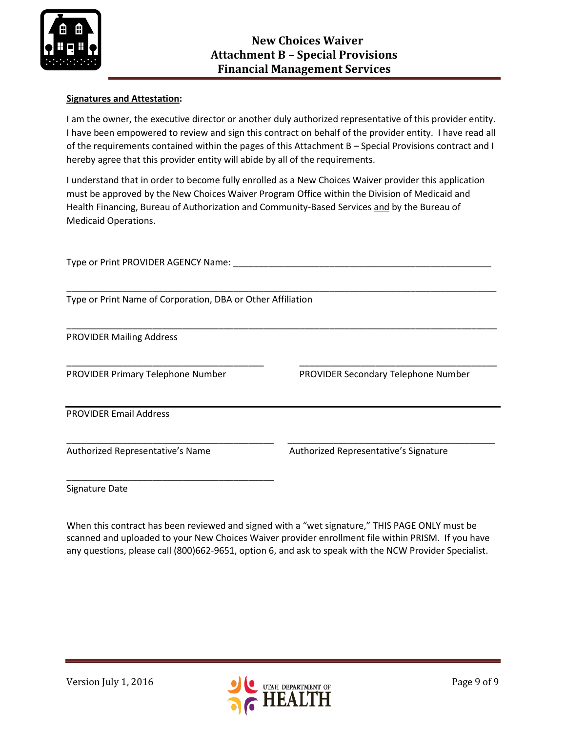# New Choices Waiver
# Attachment B – Special Provisions
# Financial Management Services

**Signatures and Attestation:**

I am the owner, the executive director or another duly authorized representative of this provider entity. I have been empowered to review and sign this contract on behalf of the provider entity. I have read all of the requirements contained within the pages of this Attachment B – Special Provisions contract and I hereby agree that this provider entity will abide by all of the requirements.

I understand that in order to become fully enrolled as a New Choices Waiver provider this application must be approved by the New Choices Waiver Program Office within the Division of Medicaid and Health Financing, Bureau of Authorization and Community-Based Services and by the Bureau of Medicaid Operations.

Type or Print PROVIDER AGENCY Name: ______________________________________________________

______________________________________________________________________________
Type or Print Name of Corporation, DBA or Other Affiliation

______________________________________________________________________________
PROVIDER Mailing Address

________________________________________ ________________________________________
PROVIDER Primary Telephone Number PROVIDER Secondary Telephone Number

______________________________________________________________________________
PROVIDER Email Address

________________________________________ ________________________________________
Authorized Representative's Name Authorized Representative's Signature

________________________________________
Signature Date

When this contract has been reviewed and signed with a "wet signature," THIS PAGE ONLY must be scanned and uploaded to your New Choices Waiver provider enrollment file within PRISM. If you have any questions, please call (800)662-9651, option 6, and ask to speak with the NCW Provider Specialist.

Version July 1, 2016